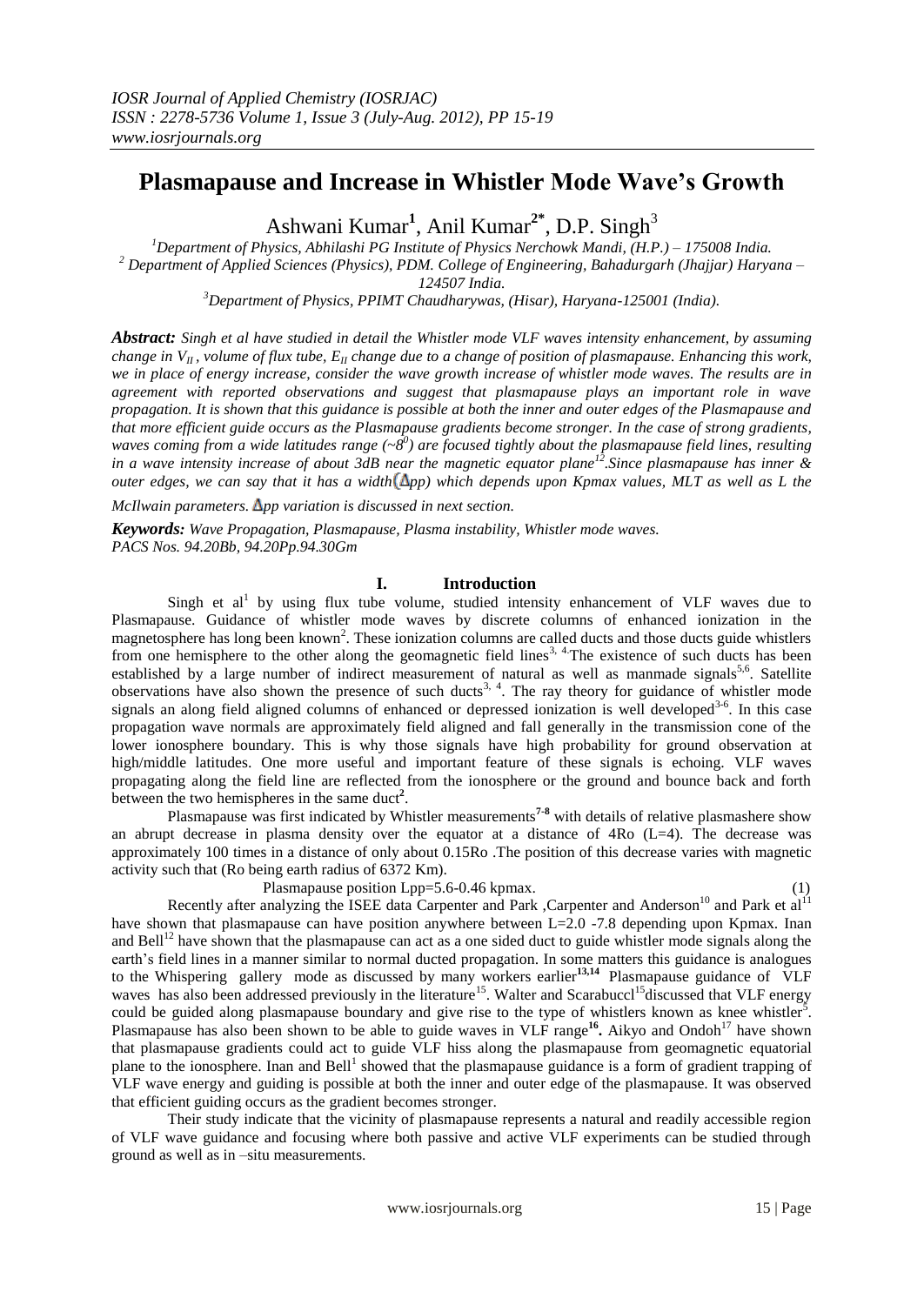# Plasmapause and Increase in Whistler Mode Wave's Growth

Ashwani Kumar[1], Anil Kumar[2*], D.P. Singh[3]

[1]Department of Physics, Abhilashi PG Institute of Physics Nerchowk Mandi, (H.P.) – 175008 India.
[2] Department of Applied Sciences (Physics), PDM. College of Engineering, Bahadurgarh (Jhajjar) Haryana – 124507 India.
[3]Department of Physics, PPIMT Chaudharywas, (Hisar), Haryana-125001 (India).

***Abstract:*** *Singh et al have studied in detail the Whistler mode VLF waves intensity enhancement, by assuming change in $V_{II}$, volume of flux tube, $E_{II}$ change due to a change of position of plasmapause. Enhancing this work, we in place of energy increase, consider the wave growth increase of whistler mode waves. The results are in agreement with reported observations and suggest that plasmapause plays an important role in wave propagation. It is shown that this guidance is possible at both the inner and outer edges of the Plasmapause and that more efficient guide occurs as the Plasmapause gradients become stronger. In the case of strong gradients, waves coming from a wide latitudes range (~$8^0$) are focused tightly about the plasmapause field lines, resulting in a wave intensity increase of about 3dB near the magnetic equator plane[12]. Since plasmapause has inner & outer edges, we can say that it has a width($\Delta$pp) which depends upon Kpmax values, MLT as well as L the McIlwain parameters. $\Delta$pp variation is discussed in next section.*

***Keywords:*** *Wave Propagation, Plasmapause, Plasma instability, Whistler mode waves.*
*PACS Nos. 94.20Bb, 94.20Pp.94.30Gm*

## I. Introduction

Singh et al[1] by using flux tube volume, studied intensity enhancement of VLF waves due to Plasmapause. Guidance of whistler mode waves by discrete columns of enhanced ionization in the magnetosphere has long been known[2]. These ionization columns are called ducts and those ducts guide whistlers from one hemisphere to the other along the geomagnetic field lines[3, 4]. The existence of such ducts has been established by a large number of indirect measurement of natural as well as manmade signals[5,6]. Satellite observations have also shown the presence of such ducts[3, 4]. The ray theory for guidance of whistler mode signals an along field aligned columns of enhanced or depressed ionization is well developed[3-6]. In this case propagation wave normals are approximately field aligned and fall generally in the transmission cone of the lower ionosphere boundary. This is why those signals have high probability for ground observation at high/middle latitudes. One more useful and important feature of these signals is echoing. VLF waves propagating along the field line are reflected from the ionosphere or the ground and bounce back and forth between the two hemispheres in the same duct[2].

Plasmapause was first indicated by Whistler measurements[7-8] with details of relative plasmashere show an abrupt decrease in plasma density over the equator at a distance of 4Ro (L=4). The decrease was approximately 100 times in a distance of only about 0.15Ro .The position of this decrease varies with magnetic activity such that (Ro being earth radius of 6372 Km).

$$\text{Plasmapause position } L_{pp}=5.6-0.46\ \text{kpmax}. \qquad (1)$$

Recently after analyzing the ISEE data Carpenter and Park ,Carpenter and Anderson[10] and Park et al[11] have shown that plasmapause can have position anywhere between L=2.0 -7.8 depending upon Kpmax. Inan and Bell[12] have shown that the plasmapause can act as a one sided duct to guide whistler mode signals along the earth's field lines in a manner similar to normal ducted propagation. In some matters this guidance is analogues to the Whispering gallery mode as discussed by many workers earlier[13,14] Plasmapause guidance of VLF waves has also been addressed previously in the literature[15]. Walter and Scarabuccl[15] discussed that VLF energy could be guided along plasmapause boundary and give rise to the type of whistlers known as knee whistler[5]. Plasmapause has also been shown to be able to guide waves in VLF range[16]. Aikyo and Ondoh[17] have shown that plasmapause gradients could act to guide VLF hiss along the plasmapause from geomagnetic equatorial plane to the ionosphere. Inan and Bell[1] showed that the plasmapause guidance is a form of gradient trapping of VLF wave energy and guiding is possible at both the inner and outer edge of the plasmapause. It was observed that efficient guiding occurs as the gradient becomes stronger.

Their study indicate that the vicinity of plasmapause represents a natural and readily accessible region of VLF wave guidance and focusing where both passive and active VLF experiments can be studied through ground as well as in –situ measurements.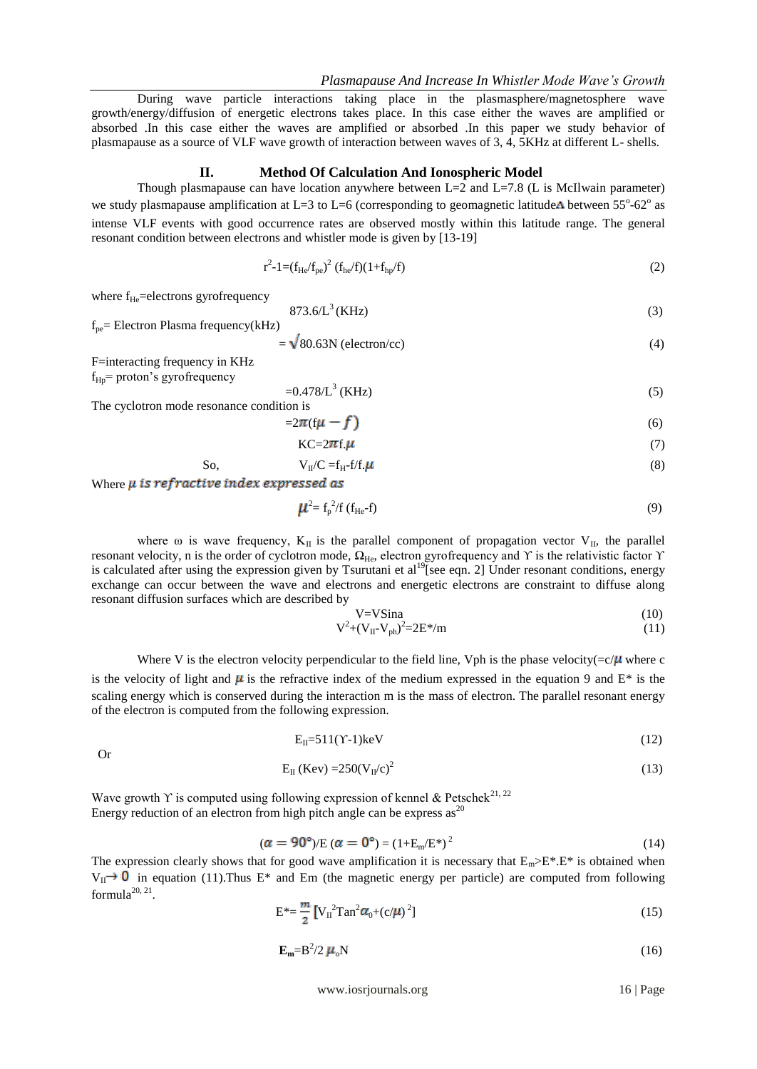During wave particle interactions taking place in the plasmasphere/magnetosphere wave growth/energy/diffusion of energetic electrons takes place. In this case either the waves are amplified or absorbed .In this case either the waves are amplified or absorbed .In this paper we study behavior of plasmapause as a source of VLF wave growth of interaction between waves of 3, 4, 5KHz at different L- shells.

## II. Method Of Calculation And Ionospheric Model

Though plasmapause can have location anywhere between L=2 and L=7.8 (L is McIlwain parameter) we study plasmapause amplification at L=3 to L=6 (corresponding to geomagnetic latitude$\Delta$ between $55^o$-$62^o$ as intense VLF events with good occurrence rates are observed mostly within this latitude range. The general resonant condition between electrons and whistler mode is given by [13-19]

$$r^2-1=(f_{He}/f_{pe})^2\,(f_{he}/f)(1+f_{hp}/f) \qquad (2)$$

where $f_{He}$=electrons gyrofrequency

$$873.6/L^3\,(KHz) \qquad (3)$$

$f_{pe}$= Electron Plasma frequency(kHz)

$$=\sqrt{80.63N}\ (electron/cc) \qquad (4)$$

F=interacting frequency in KHz

$f_{Hp}$= proton's gyrofrequency

$$=0.478/L^3\,(KHz) \qquad (5)$$

The cyclotron mode resonance condition is

$$=2\pi(f\mu-f) \qquad (6)$$

$$KC=2\pi f.\mu \qquad (7)$$

So, $$V_{II}/C=f_H\text{-}f/f.\mu \qquad (8)$$

Where *$\mu$ is refractive index expressed as*

$$\mu^2=f_p^2/f\,(f_{He}\text{-}f) \qquad (9)$$

where $\omega$ is wave frequency, $K_{II}$ is the parallel component of propagation vector $V_{II}$, the parallel resonant velocity, n is the order of cyclotron mode, $\Omega_{He}$, electron gyrofrequency and $\Upsilon$ is the relativistic factor $\Upsilon$ is calculated after using the expression given by Tsurutani et al[19][see eqn. 2] Under resonant conditions, energy exchange can occur between the wave and electrons and energetic electrons are constraint to diffuse along resonant diffusion surfaces which are described by

$$V=VSina \qquad (10)$$

$$V^2+(V_{II}-V_{ph})^2=2E^*/m \qquad (11)$$

Where V is the electron velocity perpendicular to the field line, Vph is the phase velocity($=c/\mu$ where c is the velocity of light and $\mu$ is the refractive index of the medium expressed in the equation 9 and E* is the scaling energy which is conserved during the interaction m is the mass of electron. The parallel resonant energy of the electron is computed from the following expression.

$$E_{II}=511(\Upsilon-1)keV \qquad (12)$$

Or

$$E_{II}\,(Kev)=250(V_{II}/c)^2 \qquad (13)$$

Wave growth $\Upsilon$ is computed using following expression of kennel & Petschek[21, 22]
Energy reduction of an electron from high pitch angle can be express as[20]

$$(\alpha=90^o)/E\,(\alpha=0^o)=(1+E_m/E^*)^2 \qquad (14)$$

The expression clearly shows that for good wave amplification it is necessary that $E_m$>E*.E* is obtained when $V_{II}\rightarrow 0$ in equation (11).Thus E* and Em (the magnetic energy per particle) are computed from following formula[20, 21].

$$E^*=\frac{m}{2}\left[V_{II}^2Tan^2\alpha_0+(c/\mu)^2\right] \qquad (15)$$

$$\mathbf{E_m}=B^2/2\,\mu_oN \qquad (16)$$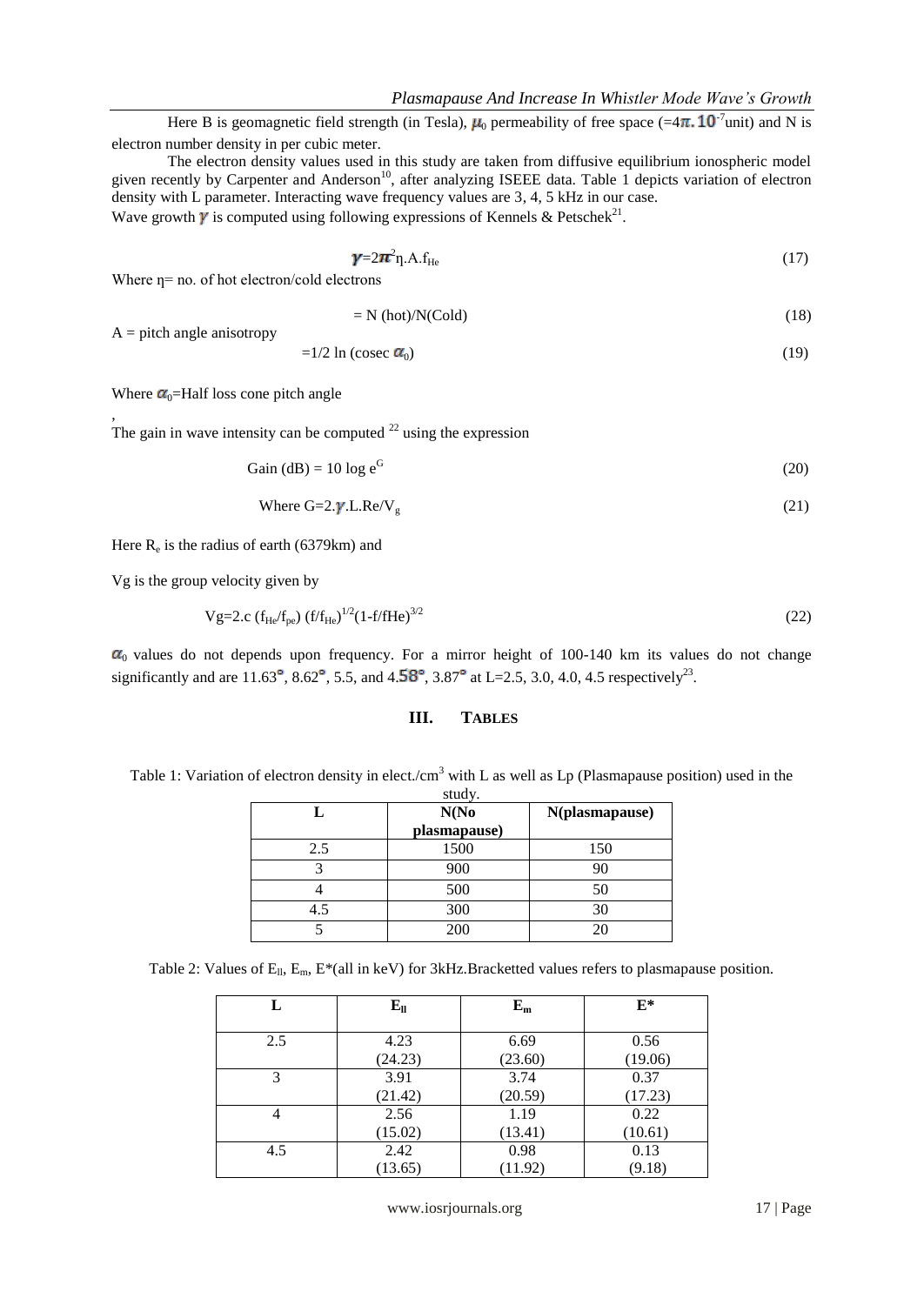Here B is geomagnetic field strength (in Tesla), $\mu_0$ permeability of free space ($=4\pi.10^{-7}$unit) and N is electron number density in per cubic meter.

The electron density values used in this study are taken from diffusive equilibrium ionospheric model given recently by Carpenter and Anderson[10], after analyzing ISEEE data. Table 1 depicts variation of electron density with L parameter. Interacting wave frequency values are 3, 4, 5 kHz in our case.

Wave growth $\gamma$ is computed using following expressions of Kennels & Petschek[21].

$$\gamma = 2\pi^2 \eta . A . f_{He} \tag{17}$$

Where η= no. of hot electron/cold electrons

$$= N\text{ (hot)}/N\text{(Cold)} \tag{18}$$

A = pitch angle anisotropy

$$= 1/2 \ln (\operatorname{cosec} \alpha_0) \tag{19}$$

Where $\alpha_0$=Half loss cone pitch angle

,

The gain in wave intensity can be computed [22] using the expression

$$\text{Gain (dB)} = 10 \log e^G \tag{20}$$

$$\text{Where } G = 2.\gamma.L.Re/V_g \tag{21}$$

Here $R_e$ is the radius of earth (6379km) and

Vg is the group velocity given by

$$Vg = 2.c\,(f_{He}/f_{pe})\,(f/f_{He})^{1/2}(1-f/fHe)^{3/2} \tag{22}$$

$\alpha_0$ values do not depends upon frequency. For a mirror height of 100-140 km its values do not change significantly and are 11.63°, 8.62°, 5.5, and 4.58°, 3.87° at L=2.5, 3.0, 4.0, 4.5 respectively[23].

## III. Tables

Table 1: Variation of electron density in elect./cm$^3$ with L as well as Lp (Plasmapause position) used in the study.

| L | N(No plasmapause) | N(plasmapause) |
|---|---|---|
| 2.5 | 1500 | 150 |
| 3 | 900 | 90 |
| 4 | 500 | 50 |
| 4.5 | 300 | 30 |
| 5 | 200 | 20 |

Table 2: Values of $E_{ll}$, $E_m$, E*(all in keV) for 3kHz.Bracketted values refers to plasmapause position.

| L | $E_{ll}$ | $E_m$ | E* |
|---|---|---|---|
| 2.5 | 4.23<br>(24.23) | 6.69<br>(23.60) | 0.56<br>(19.06) |
| 3 | 3.91<br>(21.42) | 3.74<br>(20.59) | 0.37<br>(17.23) |
| 4 | 2.56<br>(15.02) | 1.19<br>(13.41) | 0.22<br>(10.61) |
| 4.5 | 2.42<br>(13.65) | 0.98<br>(11.92) | 0.13<br>(9.18) |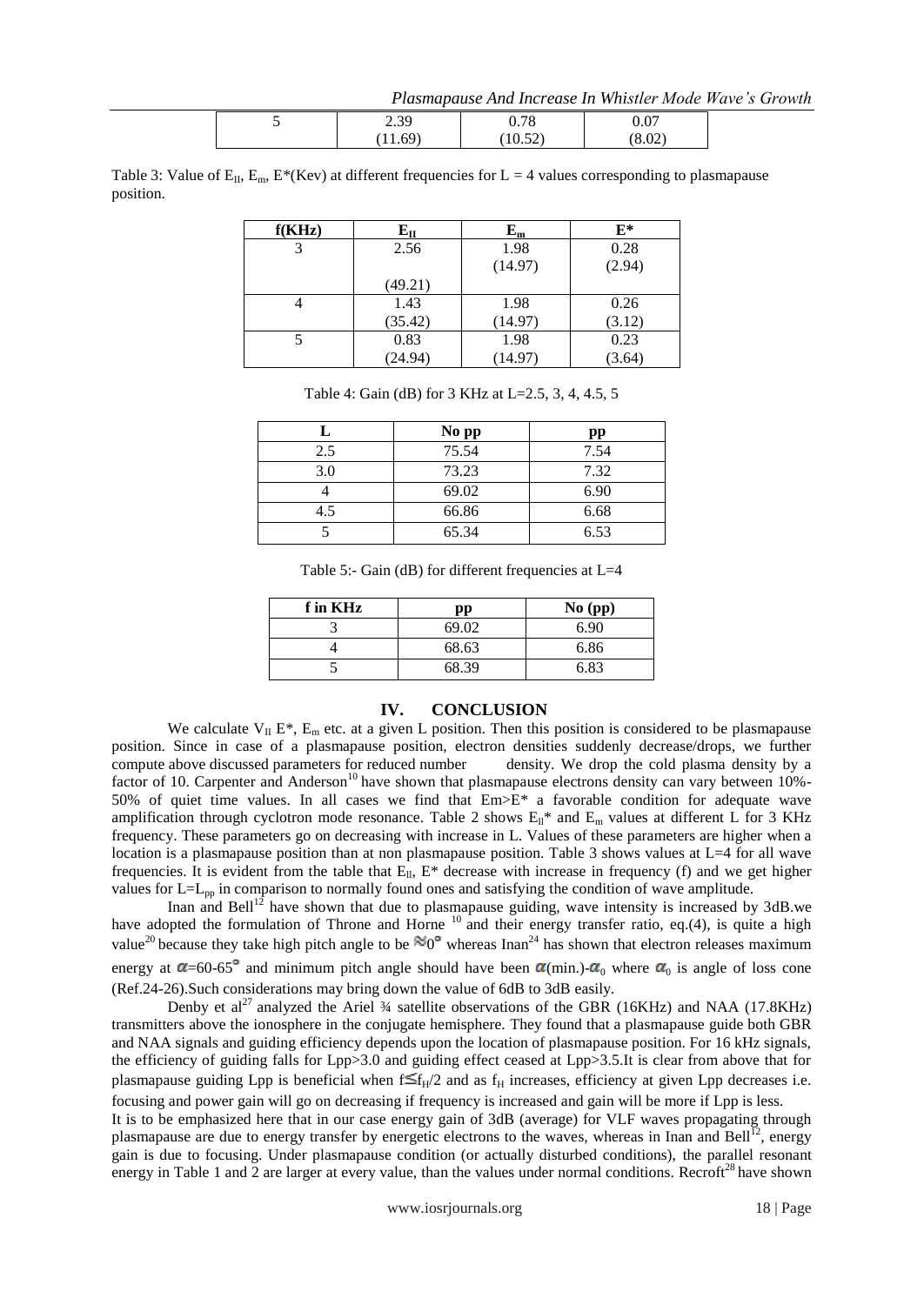| 5 | 2.39 (11.69) | 0.78 (10.52) | 0.07 (8.02) |
|---|---|---|---|

Table 3: Value of $E_{II}$, $E_m$, $E^*$(Kev) at different frequencies for L = 4 values corresponding to plasmapause position.

| f(KHz) | $E_{II}$ | $E_m$ | E* |
|---|---|---|---|
| 3 | 2.56 (49.21) | 1.98 (14.97) | 0.28 (2.94) |
| 4 | 1.43 (35.42) | 1.98 (14.97) | 0.26 (3.12) |
| 5 | 0.83 (24.94) | 1.98 (14.97) | 0.23 (3.64) |

Table 4: Gain (dB) for 3 KHz at L=2.5, 3, 4, 4.5, 5

| L | No pp | pp |
|---|---|---|
| 2.5 | 75.54 | 7.54 |
| 3.0 | 73.23 | 7.32 |
| 4 | 69.02 | 6.90 |
| 4.5 | 66.86 | 6.68 |
| 5 | 65.34 | 6.53 |

Table 5:- Gain (dB) for different frequencies at L=4

| f in KHz | pp | No (pp) |
|---|---|---|
| 3 | 69.02 | 6.90 |
| 4 | 68.63 | 6.86 |
| 5 | 68.39 | 6.83 |

## IV. CONCLUSION

We calculate $V_{II}$ $E^*$, $E_m$ etc. at a given L position. Then this position is considered to be plasmapause position. Since in case of a plasmapause position, electron densities suddenly decrease/drops, we further compute above discussed parameters for reduced number density. We drop the cold plasma density by a factor of 10. Carpenter and Anderson[10] have shown that plasmapause electrons density can vary between 10%-50% of quiet time values. In all cases we find that Em>E* a favorable condition for adequate wave amplification through cyclotron mode resonance. Table 2 shows $E_{ll}^*$ and $E_m$ values at different L for 3 KHz frequency. These parameters go on decreasing with increase in L. Values of these parameters are higher when a location is a plasmapause position than at non plasmapause position. Table 3 shows values at L=4 for all wave frequencies. It is evident from the table that $E_{ll}$, E* decrease with increase in frequency (f) and we get higher values for $L=L_{pp}$ in comparison to normally found ones and satisfying the condition of wave amplitude.

Inan and Bell[12] have shown that due to plasmapause guiding, wave intensity is increased by 3dB.we have adopted the formulation of Throne and Horne [10] and their energy transfer ratio, eq.(4), is quite a high value[20] because they take high pitch angle to be $\approx 0^{\circ}$ whereas Inan[24] has shown that electron releases maximum energy at $\alpha$=60-65$^{\circ}$ and minimum pitch angle should have been $\alpha$(min.)-$\alpha_0$ where $\alpha_0$ is angle of loss cone (Ref.24-26).Such considerations may bring down the value of 6dB to 3dB easily.

Denby et al[27] analyzed the Ariel ¾ satellite observations of the GBR (16KHz) and NAA (17.8KHz) transmitters above the ionosphere in the conjugate hemisphere. They found that a plasmapause guide both GBR and NAA signals and guiding efficiency depends upon the location of plasmapause position. For 16 kHz signals, the efficiency of guiding falls for Lpp>3.0 and guiding effect ceased at Lpp>3.5.It is clear from above that for plasmapause guiding Lpp is beneficial when $f \leq f_H/2$ and as $f_H$ increases, efficiency at given Lpp decreases i.e. focusing and power gain will go on decreasing if frequency is increased and gain will be more if Lpp is less.

It is to be emphasized here that in our case energy gain of 3dB (average) for VLF waves propagating through plasmapause are due to energy transfer by energetic electrons to the waves, whereas in Inan and Bell[12], energy gain is due to focusing. Under plasmapause condition (or actually disturbed conditions), the parallel resonant energy in Table 1 and 2 are larger at every value, than the values under normal conditions. Recroft[28] have shown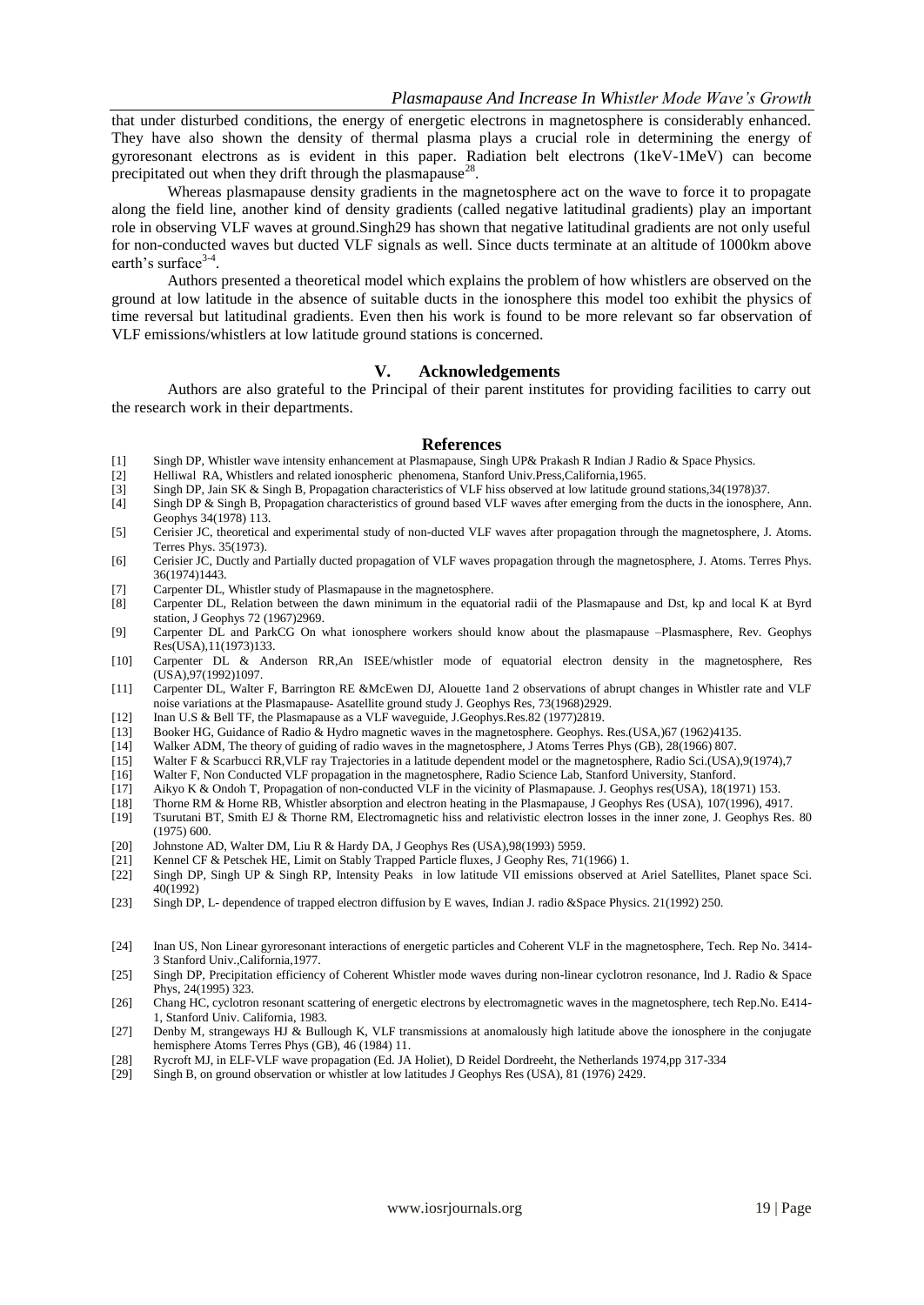that under disturbed conditions, the energy of energetic electrons in magnetosphere is considerably enhanced. They have also shown the density of thermal plasma plays a crucial role in determining the energy of gyroresonant electrons as is evident in this paper. Radiation belt electrons (1keV-1MeV) can become precipitated out when they drift through the plasmapause[28].

Whereas plasmapause density gradients in the magnetosphere act on the wave to force it to propagate along the field line, another kind of density gradients (called negative latitudinal gradients) play an important role in observing VLF waves at ground.Singh29 has shown that negative latitudinal gradients are not only useful for non-conducted waves but ducted VLF signals as well. Since ducts terminate at an altitude of 1000km above earth's surface[3-4].

Authors presented a theoretical model which explains the problem of how whistlers are observed on the ground at low latitude in the absence of suitable ducts in the ionosphere this model too exhibit the physics of time reversal but latitudinal gradients. Even then his work is found to be more relevant so far observation of VLF emissions/whistlers at low latitude ground stations is concerned.

## V. Acknowledgements

Authors are also grateful to the Principal of their parent institutes for providing facilities to carry out the research work in their departments.

## References

[1] Singh DP, Whistler wave intensity enhancement at Plasmapause, Singh UP& Prakash R Indian J Radio & Space Physics.
[2] Helliwal RA, Whistlers and related ionospheric phenomena, Stanford Univ.Press,California,1965.
[3] Singh DP, Jain SK & Singh B, Propagation characteristics of VLF hiss observed at low latitude ground stations,34(1978)37.
[4] Singh DP & Singh B, Propagation characteristics of ground based VLF waves after emerging from the ducts in the ionosphere, Ann. Geophys 34(1978) 113.
[5] Cerisier JC, theoretical and experimental study of non-ducted VLF waves after propagation through the magnetosphere, J. Atoms. Terres Phys. 35(1973).
[6] Cerisier JC, Ductly and Partially ducted propagation of VLF waves propagation through the magnetosphere, J. Atoms. Terres Phys. 36(1974)1443.
[7] Carpenter DL, Whistler study of Plasmapause in the magnetosphere.
[8] Carpenter DL, Relation between the dawn minimum in the equatorial radii of the Plasmapause and Dst, kp and local K at Byrd station, J Geophys 72 (1967)2969.
[9] Carpenter DL and ParkCG On what ionosphere workers should know about the plasmapause –Plasmasphere, Rev. Geophys Res(USA),11(1973)133.
[10] Carpenter DL & Anderson RR,An ISEE/whistler mode of equatorial electron density in the magnetosphere, Res (USA),97(1992)1097.
[11] Carpenter DL, Walter F, Barrington RE &McEwen DJ, Alouette 1and 2 observations of abrupt changes in Whistler rate and VLF noise variations at the Plasmapause- Asatellite ground study J. Geophys Res, 73(1968)2929.
[12] Inan U.S & Bell TF, the Plasmapause as a VLF waveguide, J.Geophys.Res.82 (1977)2819.
[13] Booker HG, Guidance of Radio & Hydro magnetic waves in the magnetosphere. Geophys. Res.(USA,)67 (1962)4135.
[14] Walker ADM, The theory of guiding of radio waves in the magnetosphere, J Atoms Terres Phys (GB), 28(1966) 807.
[15] Walter F & Scarbucci RR,VLF ray Trajectories in a latitude dependent model or the magnetosphere, Radio Sci.(USA),9(1974),7
[16] Walter F, Non Conducted VLF propagation in the magnetosphere, Radio Science Lab, Stanford University, Stanford.
[17] Aikyo K & Ondoh T, Propagation of non-conducted VLF in the vicinity of Plasmapause. J. Geophys res(USA), 18(1971) 153.
[18] Thorne RM & Horne RB, Whistler absorption and electron heating in the Plasmapause, J Geophys Res (USA), 107(1996), 4917.
[19] Tsurutani BT, Smith EJ & Thorne RM, Electromagnetic hiss and relativistic electron losses in the inner zone, J. Geophys Res. 80 (1975) 600.
[20] Johnstone AD, Walter DM, Liu R & Hardy DA, J Geophys Res (USA),98(1993) 5959.
[21] Kennel CF & Petschek HE, Limit on Stably Trapped Particle fluxes, J Geophy Res, 71(1966) 1.
[22] Singh DP, Singh UP & Singh RP, Intensity Peaks in low latitude VII emissions observed at Ariel Satellites, Planet space Sci. 40(1992)
[23] Singh DP, L- dependence of trapped electron diffusion by E waves, Indian J. radio &Space Physics. 21(1992) 250.
[24] Inan US, Non Linear gyroresonant interactions of energetic particles and Coherent VLF in the magnetosphere, Tech. Rep No. 3414-3 Stanford Univ.,California,1977.
[25] Singh DP, Precipitation efficiency of Coherent Whistler mode waves during non-linear cyclotron resonance, Ind J. Radio & Space Phys, 24(1995) 323.
[26] Chang HC, cyclotron resonant scattering of energetic electrons by electromagnetic waves in the magnetosphere, tech Rep.No. E414-1, Stanford Univ. California, 1983.
[27] Denby M, strangeways HJ & Bullough K, VLF transmissions at anomalously high latitude above the ionosphere in the conjugate hemisphere Atoms Terres Phys (GB), 46 (1984) 11.
[28] Rycroft MJ, in ELF-VLF wave propagation (Ed. JA Holiet), D Reidel Dordreeht, the Netherlands 1974,pp 317-334
[29] Singh B, on ground observation or whistler at low latitudes J Geophys Res (USA), 81 (1976) 2429.